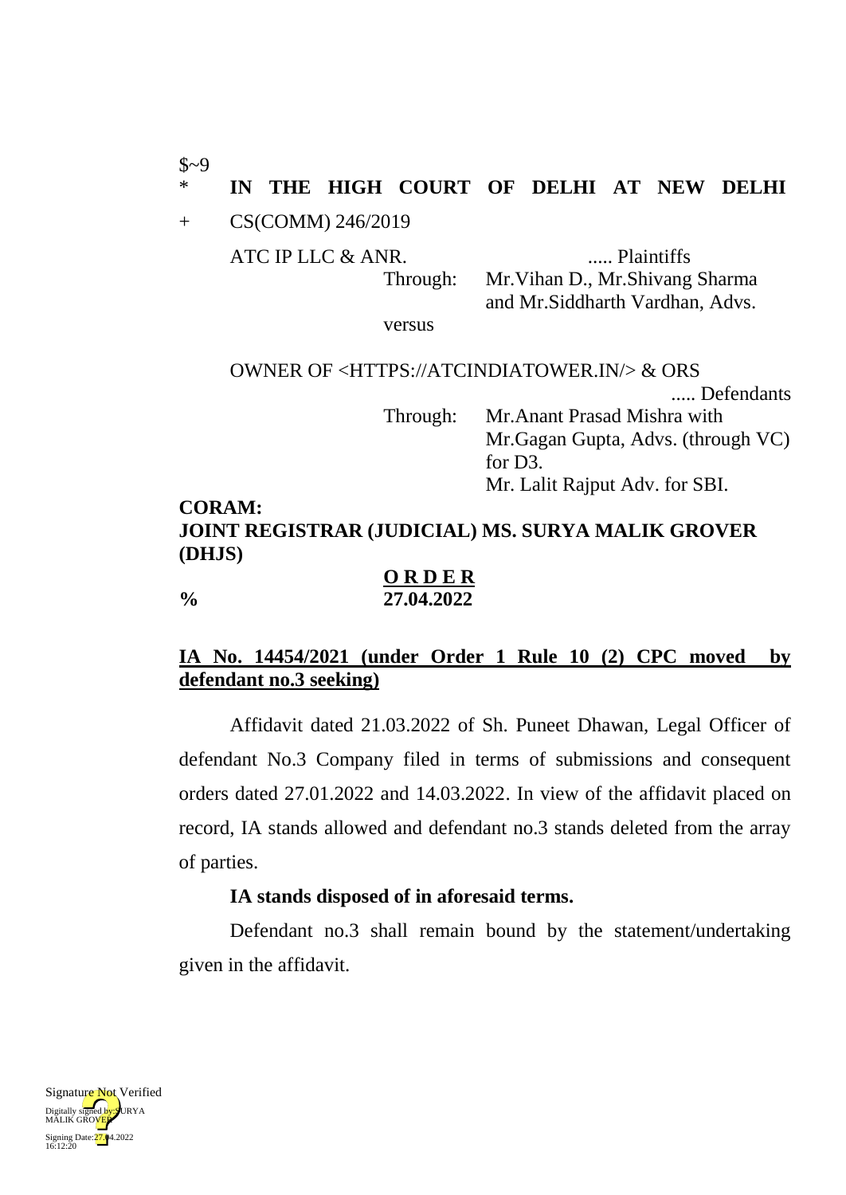$~9

\* **IN THE HIGH COURT OF DELHI AT NEW DELHI**

\+ CS(COMM) 246/2019

ATC IP LLC & ANR. ..... Plaintiffs

Through: Mr.Vihan D., Mr.Shivang Sharma and Mr.Siddharth Vardhan, Advs.

versus

OWNER OF <HTTPS://ATCINDIATOWER.IN/> & ORS ..... Defendants

Through: Mr.Anant Prasad Mishra with Mr.Gagan Gupta, Advs. (through VC) for D3.
Mr. Lalit Rajput Adv. for SBI.

**CORAM:**
**JOINT REGISTRAR (JUDICIAL) MS. SURYA MALIK GROVER (DHJS)**

**O R D E R**

% **27.04.2022**

**IA No. 14454/2021 (under Order 1 Rule 10 (2) CPC moved by defendant no.3 seeking)**

Affidavit dated 21.03.2022 of Sh. Puneet Dhawan, Legal Officer of defendant No.3 Company filed in terms of submissions and consequent orders dated 27.01.2022 and 14.03.2022. In view of the affidavit placed on record, IA stands allowed and defendant no.3 stands deleted from the array of parties.

**IA stands disposed of in aforesaid terms.**

Defendant no.3 shall remain bound by the statement/undertaking given in the affidavit.

Signature Not Verified
Digitally signed by:SURYA MALIK GROVER
Signing Date:27.04.2022 16:12:20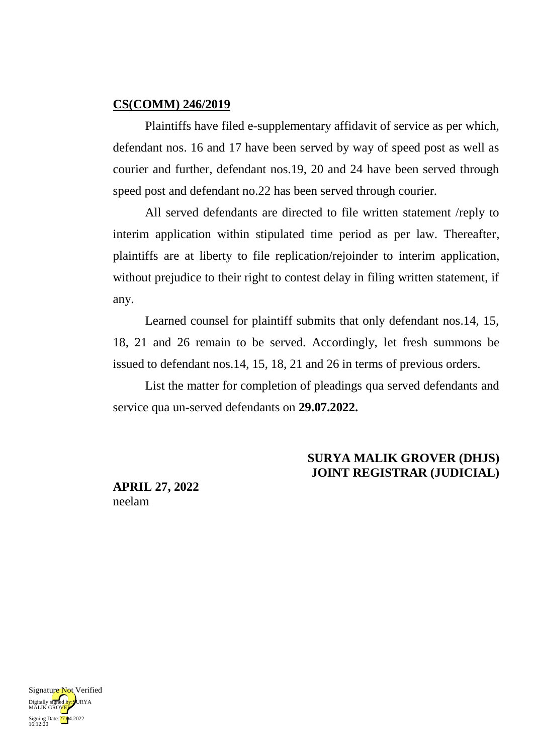**CS(COMM) 246/2019**

Plaintiffs have filed e-supplementary affidavit of service as per which, defendant nos. 16 and 17 have been served by way of speed post as well as courier and further, defendant nos.19, 20 and 24 have been served through speed post and defendant no.22 has been served through courier.

All served defendants are directed to file written statement /reply to interim application within stipulated time period as per law. Thereafter, plaintiffs are at liberty to file replication/rejoinder to interim application, without prejudice to their right to contest delay in filing written statement, if any.

Learned counsel for plaintiff submits that only defendant nos.14, 15, 18, 21 and 26 remain to be served. Accordingly, let fresh summons be issued to defendant nos.14, 15, 18, 21 and 26 in terms of previous orders.

List the matter for completion of pleadings qua served defendants and service qua un-served defendants on **29.07.2022.**

**SURYA MALIK GROVER (DHJS)**
**JOINT REGISTRAR (JUDICIAL)**

**APRIL 27, 2022**
neelam

Signature Not Verified
Digitally signed by:SURYA MALIK GROVER
Signing Date:27.04.2022 16:12:20